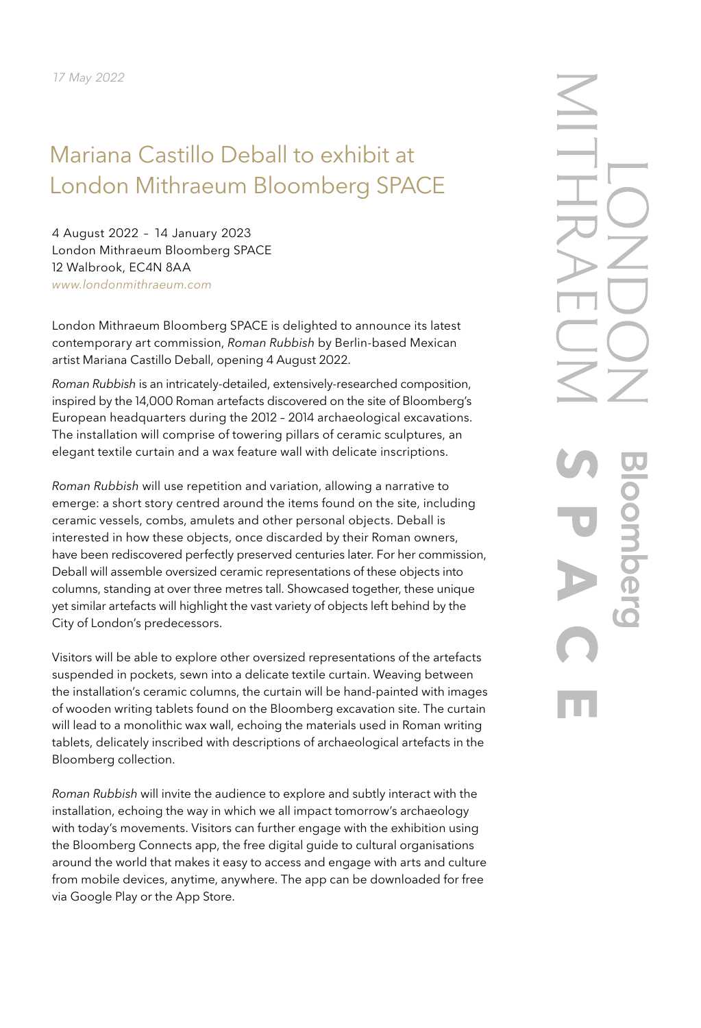*17 May 2022*

# Mariana Castillo Deball to exhibit at London Mithraeum Bloomberg SPACE

4 August 2022 – 14 January 2023
London Mithraeum Bloomberg SPACE
12 Walbrook, EC4N 8AA
*www.londonmithraeum.com*

London Mithraeum Bloomberg SPACE is delighted to announce its latest contemporary art commission, *Roman Rubbish* by Berlin-based Mexican artist Mariana Castillo Deball, opening 4 August 2022.

*Roman Rubbish* is an intricately-detailed, extensively-researched composition, inspired by the 14,000 Roman artefacts discovered on the site of Bloomberg's European headquarters during the 2012 – 2014 archaeological excavations. The installation will comprise of towering pillars of ceramic sculptures, an elegant textile curtain and a wax feature wall with delicate inscriptions.

*Roman Rubbish* will use repetition and variation, allowing a narrative to emerge: a short story centred around the items found on the site, including ceramic vessels, combs, amulets and other personal objects. Deball is interested in how these objects, once discarded by their Roman owners, have been rediscovered perfectly preserved centuries later. For her commission, Deball will assemble oversized ceramic representations of these objects into columns, standing at over three metres tall. Showcased together, these unique yet similar artefacts will highlight the vast variety of objects left behind by the City of London's predecessors.

Visitors will be able to explore other oversized representations of the artefacts suspended in pockets, sewn into a delicate textile curtain. Weaving between the installation's ceramic columns, the curtain will be hand-painted with images of wooden writing tablets found on the Bloomberg excavation site. The curtain will lead to a monolithic wax wall, echoing the materials used in Roman writing tablets, delicately inscribed with descriptions of archaeological artefacts in the Bloomberg collection.

*Roman Rubbish* will invite the audience to explore and subtly interact with the installation, echoing the way in which we all impact tomorrow's archaeology with today's movements. Visitors can further engage with the exhibition using the Bloomberg Connects app, the free digital guide to cultural organisations around the world that makes it easy to access and engage with arts and culture from mobile devices, anytime, anywhere. The app can be downloaded for free via Google Play or the App Store.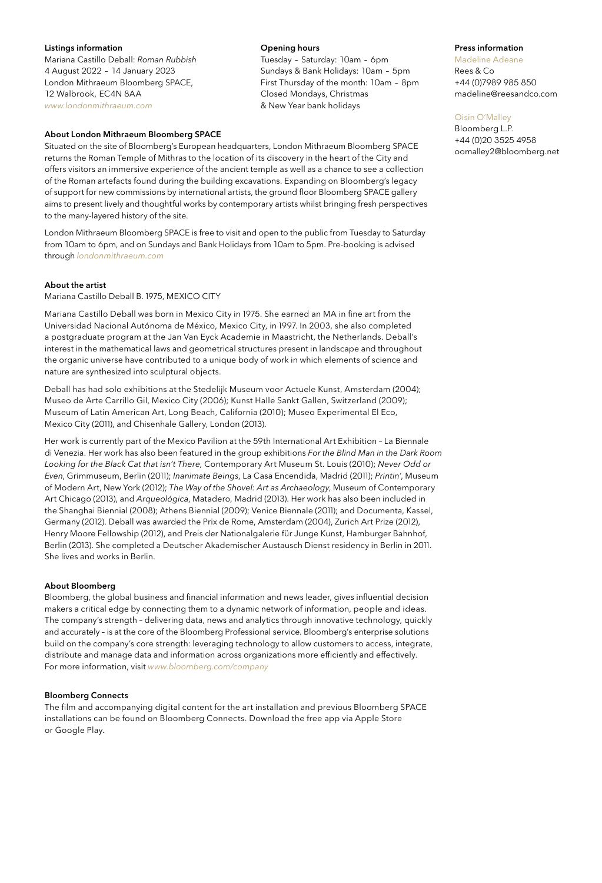**Listings information**

Mariana Castillo Deball: *Roman Rubbish*
4 August 2022 – 14 January 2023
London Mithraeum Bloomberg SPACE,
12 Walbrook, EC4N 8AA
*www.londonmithraeum.com*

**Opening hours**

Tuesday – Saturday: 10am – 6pm
Sundays & Bank Holidays: 10am – 5pm
First Thursday of the month: 10am – 8pm
Closed Mondays, Christmas
& New Year bank holidays

**Press information**

Madeline Adeane
Rees & Co
+44 (0)7989 985 850
madeline@reesandco.com

Oisin O'Malley
Bloomberg L.P.
+44 (0)20 3525 4958
oomalley2@bloomberg.net

**About London Mithraeum Bloomberg SPACE**

Situated on the site of Bloomberg's European headquarters, London Mithraeum Bloomberg SPACE returns the Roman Temple of Mithras to the location of its discovery in the heart of the City and offers visitors an immersive experience of the ancient temple as well as a chance to see a collection of the Roman artefacts found during the building excavations. Expanding on Bloomberg's legacy of support for new commissions by international artists, the ground floor Bloomberg SPACE gallery aims to present lively and thoughtful works by contemporary artists whilst bringing fresh perspectives to the many-layered history of the site.

London Mithraeum Bloomberg SPACE is free to visit and open to the public from Tuesday to Saturday from 10am to 6pm, and on Sundays and Bank Holidays from 10am to 5pm. Pre-booking is advised through *londonmithraeum.com*

**About the artist**

Mariana Castillo Deball B. 1975, MEXICO CITY

Mariana Castillo Deball was born in Mexico City in 1975. She earned an MA in fine art from the Universidad Nacional Autónoma de México, Mexico City, in 1997. In 2003, she also completed a postgraduate program at the Jan Van Eyck Academie in Maastricht, the Netherlands. Deball's interest in the mathematical laws and geometrical structures present in landscape and throughout the organic universe have contributed to a unique body of work in which elements of science and nature are synthesized into sculptural objects.

Deball has had solo exhibitions at the Stedelijk Museum voor Actuele Kunst, Amsterdam (2004); Museo de Arte Carrillo Gil, Mexico City (2006); Kunst Halle Sankt Gallen, Switzerland (2009); Museum of Latin American Art, Long Beach, California (2010); Museo Experimental El Eco, Mexico City (2011), and Chisenhale Gallery, London (2013).

Her work is currently part of the Mexico Pavilion at the 59th International Art Exhibition – La Biennale di Venezia. Her work has also been featured in the group exhibitions *For the Blind Man in the Dark Room Looking for the Black Cat that isn't There*, Contemporary Art Museum St. Louis (2010); *Never Odd or Even*, Grimmuseum, Berlin (2011); *Inanimate Beings*, La Casa Encendida, Madrid (2011); *Printin'*, Museum of Modern Art, New York (2012); *The Way of the Shovel: Art as Archaeology*, Museum of Contemporary Art Chicago (2013), and *Arqueológica*, Matadero, Madrid (2013). Her work has also been included in the Shanghai Biennial (2008); Athens Biennial (2009); Venice Biennale (2011); and Documenta, Kassel, Germany (2012). Deball was awarded the Prix de Rome, Amsterdam (2004), Zurich Art Prize (2012), Henry Moore Fellowship (2012), and Preis der Nationalgalerie für Junge Kunst, Hamburger Bahnhof, Berlin (2013). She completed a Deutscher Akademischer Austausch Dienst residency in Berlin in 2011. She lives and works in Berlin.

**About Bloomberg**

Bloomberg, the global business and financial information and news leader, gives influential decision makers a critical edge by connecting them to a dynamic network of information, people and ideas. The company's strength – delivering data, news and analytics through innovative technology, quickly and accurately – is at the core of the Bloomberg Professional service. Bloomberg's enterprise solutions build on the company's core strength: leveraging technology to allow customers to access, integrate, distribute and manage data and information across organizations more efficiently and effectively. For more information, visit *www.bloomberg.com/company*

**Bloomberg Connects**

The film and accompanying digital content for the art installation and previous Bloomberg SPACE installations can be found on Bloomberg Connects. Download the free app via Apple Store or Google Play.